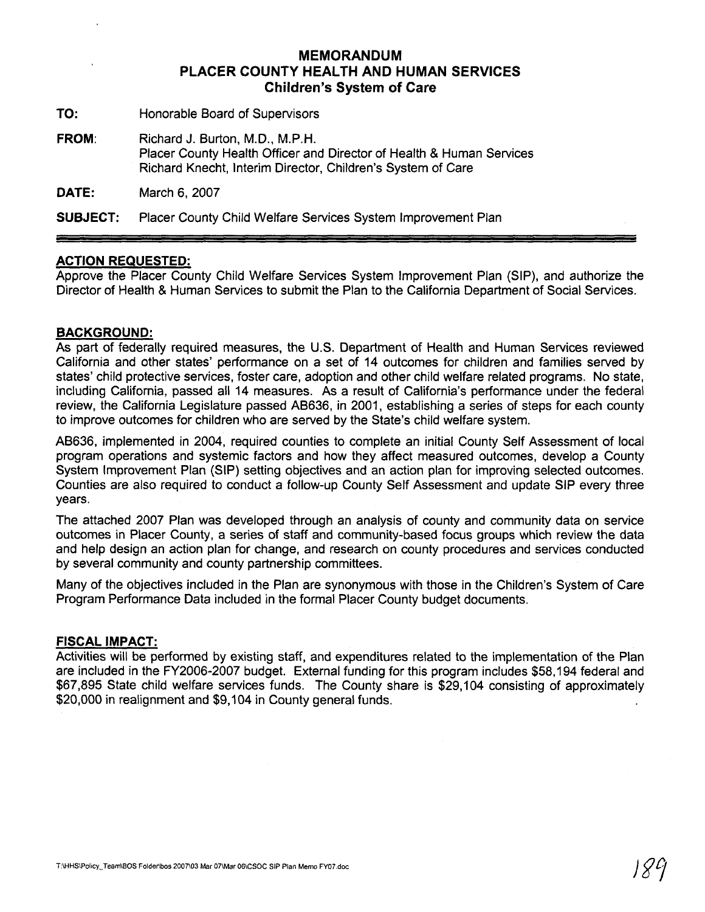# MEMORANDUM
# PLACER COUNTY HEALTH AND HUMAN SERVICES
## Children's System of Care

**TO:** Honorable Board of Supervisors

**FROM:** Richard J. Burton, M.D., M.P.H.
Placer County Health Officer and Director of Health & Human Services
Richard Knecht, Interim Director, Children's System of Care

**DATE:** March 6, 2007

**SUBJECT:** Placer County Child Welfare Services System Improvement Plan

---

### ACTION REQUESTED:

Approve the Placer County Child Welfare Services System Improvement Plan (SIP), and authorize the Director of Health & Human Services to submit the Plan to the California Department of Social Services.

### BACKGROUND:

As part of federally required measures, the U.S. Department of Health and Human Services reviewed California and other states' performance on a set of 14 outcomes for children and families served by states' child protective services, foster care, adoption and other child welfare related programs. No state, including California, passed all 14 measures. As a result of California's performance under the federal review, the California Legislature passed AB636, in 2001, establishing a series of steps for each county to improve outcomes for children who are served by the State's child welfare system.

AB636, implemented in 2004, required counties to complete an initial County Self Assessment of local program operations and systemic factors and how they affect measured outcomes, develop a County System Improvement Plan (SIP) setting objectives and an action plan for improving selected outcomes. Counties are also required to conduct a follow-up County Self Assessment and update SIP every three years.

The attached 2007 Plan was developed through an analysis of county and community data on service outcomes in Placer County, a series of staff and community-based focus groups which review the data and help design an action plan for change, and research on county procedures and services conducted by several community and county partnership committees.

Many of the objectives included in the Plan are synonymous with those in the Children's System of Care Program Performance Data included in the formal Placer County budget documents.

### FISCAL IMPACT:

Activities will be performed by existing staff, and expenditures related to the implementation of the Plan are included in the FY2006-2007 budget. External funding for this program includes $58,194 federal and $67,895 State child welfare services funds. The County share is $29,104 consisting of approximately $20,000 in realignment and $9,104 in County general funds.

T:\HHS\Policy_Team\BOS Folder\bos 2007\03 Mar 07\Mar 06\CSOC SIP Plan Memo FY07.doc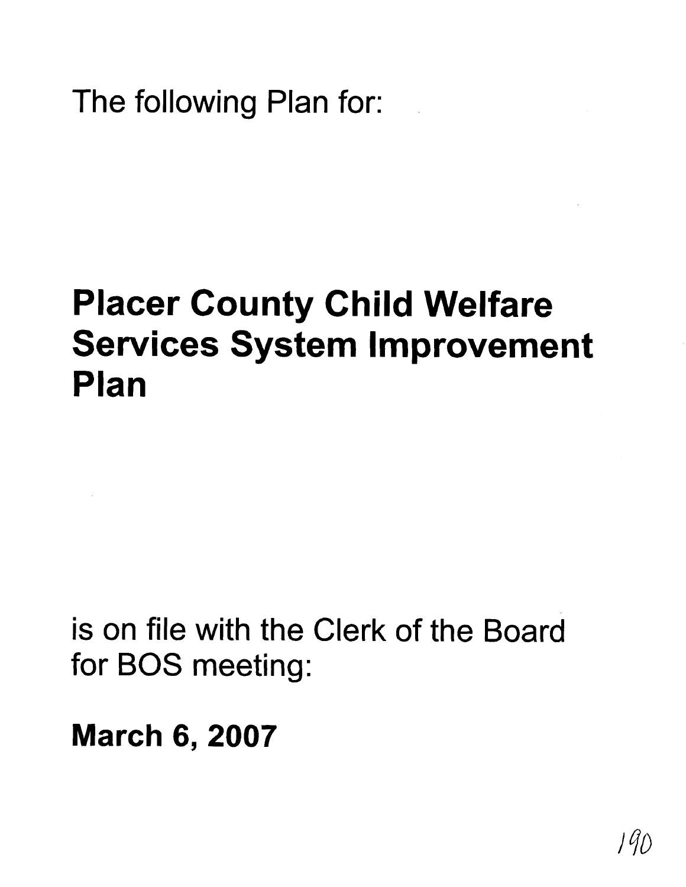The following Plan for:

**Placer County Child Welfare Services System Improvement Plan**

is on file with the Clerk of the Board for BOS meeting:

**March 6, 2007**